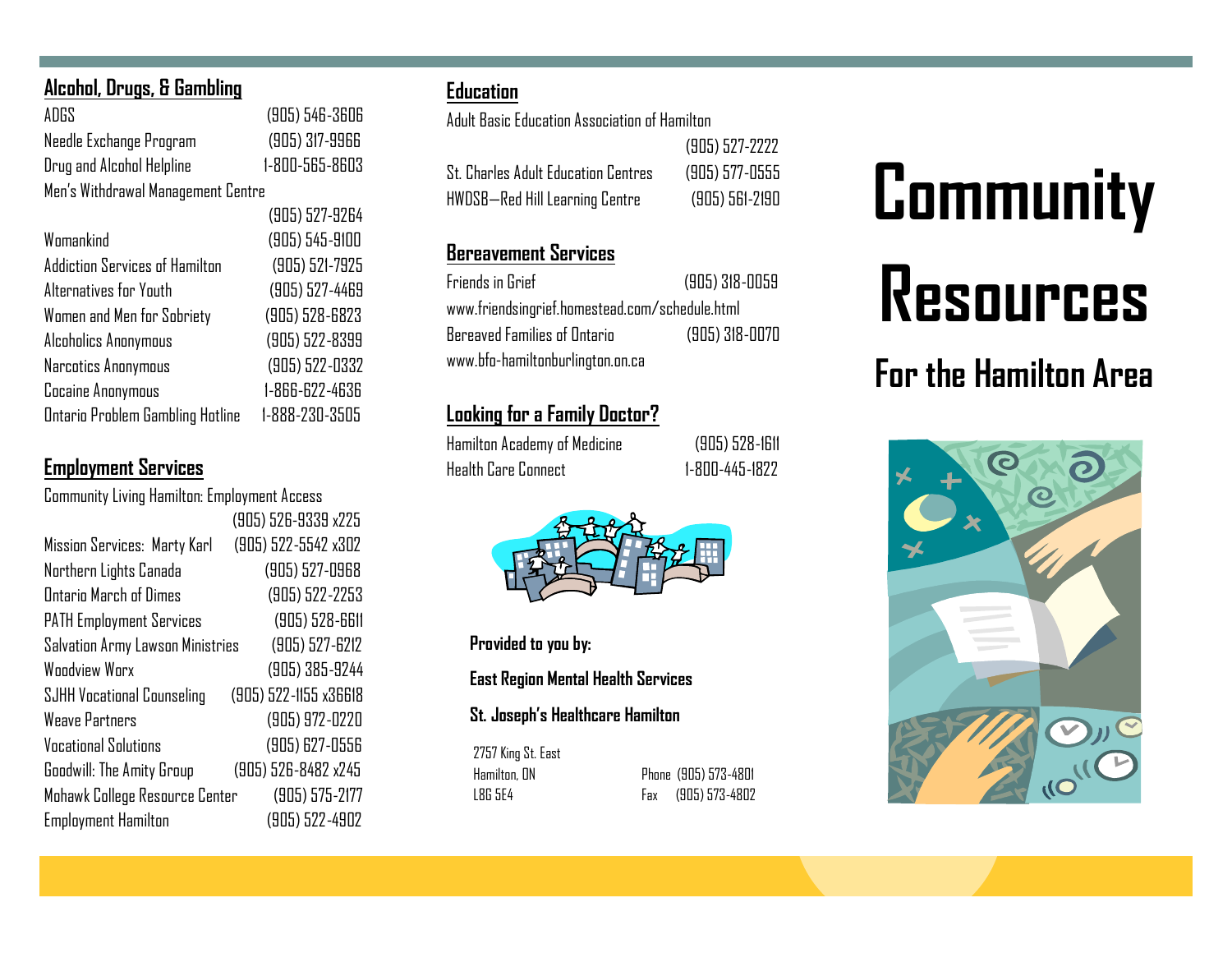## Alcohol, Drugs, & Gambling

| | |
|---|---|
| ADGS | (905) 546-3606 |
| Needle Exchange Program | (905) 317-9966 |
| Drug and Alcohol Helpline | 1-800-565-8603 |
| Men's Withdrawal Management Centre | (905) 527-9264 |
| Womankind | (905) 545-9100 |
| Addiction Services of Hamilton | (905) 521-7925 |
| Alternatives for Youth | (905) 527-4469 |
| Women and Men for Sobriety | (905) 528-6823 |
| Alcoholics Anonymous | (905) 522-8399 |
| Narcotics Anonymous | (905) 522-0332 |
| Cocaine Anonymous | 1-866-622-4636 |
| Ontario Problem Gambling Hotline | 1-888-230-3505 |

## Employment Services

| | |
|---|---|
| Community Living Hamilton: Employment Access | (905) 526-9339 x225 |
| Mission Services: Marty Karl | (905) 522-5542 x302 |
| Northern Lights Canada | (905) 527-0968 |
| Ontario March of Dimes | (905) 522-2253 |
| PATH Employment Services | (905) 528-6611 |
| Salvation Army Lawson Ministries | (905) 527-6212 |
| Woodview Worx | (905) 385-9244 |
| SJHH Vocational Counseling | (905) 522-1155 x36618 |
| Weave Partners | (905) 972-0220 |
| Vocational Solutions | (905) 627-0556 |
| Goodwill: The Amity Group | (905) 526-8482 x245 |
| Mohawk College Resource Center | (905) 575-2177 |
| Employment Hamilton | (905) 522-4902 |

## Education

| | |
|---|---|
| Adult Basic Education Association of Hamilton | (905) 527-2222 |
| St. Charles Adult Education Centres | (905) 577-0555 |
| HWDSB—Red Hill Learning Centre | (905) 561-2190 |

## Bereavement Services

Friends in Grief (905) 318-0059
www.friendsingrief.homestead.com/schedule.html

Bereaved Families of Ontario (905) 318-0070
www.bfo-hamiltonburlington.on.ca

## Looking for a Family Doctor?

| | |
|---|---|
| Hamilton Academy of Medicine | (905) 528-1611 |
| Health Care Connect | 1-800-445-1822 |

**Provided to you by:**

**East Region Mental Health Services**

**St. Joseph's Healthcare Hamilton**

2757 King St. East
Hamilton, ON
L8G 5E4

Phone (905) 573-4801
Fax (905) 573-4802

# Community Resources

## For the Hamilton Area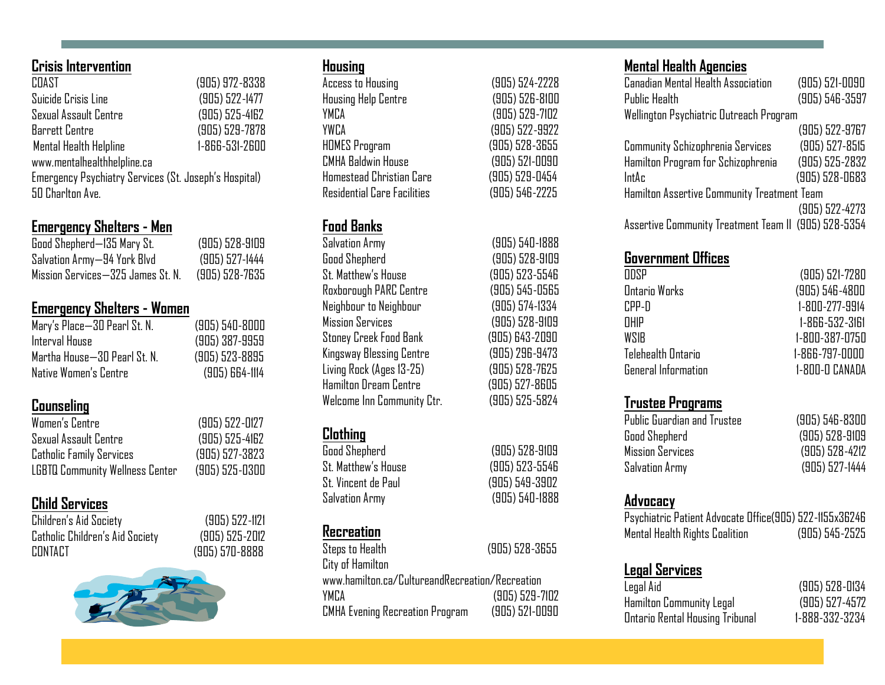## Crisis Intervention

| | |
|---|---|
| COAST | (905) 972-8338 |
| Suicide Crisis Line | (905) 522-1477 |
| Sexual Assault Centre | (905) 525-4162 |
| Barrett Centre | (905) 529-7878 |
| Mental Health Helpline | 1-866-531-2600 |

www.mentalhealthhelpline.ca

Emergency Psychiatry Services (St. Joseph's Hospital)
50 Charlton Ave.

## Emergency Shelters - Men

| | |
|---|---|
| Good Shepherd—135 Mary St. | (905) 528-9109 |
| Salvation Army—94 York Blvd | (905) 527-1444 |
| Mission Services—325 James St. N. | (905) 528-7635 |

## Emergency Shelters - Women

| | |
|---|---|
| Mary's Place—30 Pearl St. N. | (905) 540-8000 |
| Interval House | (905) 387-9959 |
| Martha House—30 Pearl St. N. | (905) 523-8895 |
| Native Women's Centre | (905) 664-1114 |

## Counseling

| | |
|---|---|
| Women's Centre | (905) 522-0127 |
| Sexual Assault Centre | (905) 525-4162 |
| Catholic Family Services | (905) 527-3823 |
| LGBTQ Community Wellness Center | (905) 525-0300 |

## Child Services

| | |
|---|---|
| Children's Aid Society | (905) 522-1121 |
| Catholic Children's Aid Society | (905) 525-2012 |
| CONTACT | (905) 570-8888 |

## Housing

| | |
|---|---|
| Access to Housing | (905) 524-2228 |
| Housing Help Centre | (905) 526-8100 |
| YMCA | (905) 529-7102 |
| YWCA | (905) 522-9922 |
| HOMES Program | (905) 528-3655 |
| CMHA Baldwin House | (905) 521-0090 |
| Homestead Christian Care | (905) 529-0454 |
| Residential Care Facilities | (905) 546-2225 |

## Food Banks

| | |
|---|---|
| Salvation Army | (905) 540-1888 |
| Good Shepherd | (905) 528-9109 |
| St. Matthew's House | (905) 523-5546 |
| Roxborough PARC Centre | (905) 545-0565 |
| Neighbour to Neighbour | (905) 574-1334 |
| Mission Services | (905) 528-9109 |
| Stoney Creek Food Bank | (905) 643-2090 |
| Kingsway Blessing Centre | (905) 296-9473 |
| Living Rock (Ages 13-25) | (905) 528-7625 |
| Hamilton Dream Centre | (905) 527-8605 |
| Welcome Inn Community Ctr. | (905) 525-5824 |

## Clothing

| | |
|---|---|
| Good Shepherd | (905) 528-9109 |
| St. Matthew's House | (905) 523-5546 |
| St. Vincent de Paul | (905) 549-3902 |
| Salvation Army | (905) 540-1888 |

## Recreation

Steps to Health (905) 528-3655

City of Hamilton
www.hamilton.ca/CultureandRecreation/Recreation

| | |
|---|---|
| YMCA | (905) 529-7102 |
| CMHA Evening Recreation Program | (905) 521-0090 |

## Mental Health Agencies

| | |
|---|---|
| Canadian Mental Health Association | (905) 521-0090 |
| Public Health | (905) 546-3597 |
| Wellington Psychiatric Outreach Program | (905) 522-9767 |
| Community Schizophrenia Services | (905) 527-8515 |
| Hamilton Program for Schizophrenia | (905) 525-2832 |
| IntAc | (905) 528-0683 |
| Hamilton Assertive Community Treatment Team | (905) 522-4273 |
| Assertive Community Treatment Team II | (905) 528-5354 |

## Government Offices

| | |
|---|---|
| ODSP | (905) 521-7280 |
| Ontario Works | (905) 546-4800 |
| CPP-D | 1-800-277-9914 |
| OHIP | 1-866-532-3161 |
| WSIB | 1-800-387-0750 |
| Telehealth Ontario | 1-866-797-0000 |
| General Information | 1-800-O CANADA |

## Trustee Programs

| | |
|---|---|
| Public Guardian and Trustee | (905) 546-8300 |
| Good Shepherd | (905) 528-9109 |
| Mission Services | (905) 528-4212 |
| Salvation Army | (905) 527-1444 |

## Advocacy

| | |
|---|---|
| Psychiatric Patient Advocate Office | (905) 522-1155x36246 |
| Mental Health Rights Coalition | (905) 545-2525 |

## Legal Services

| | |
|---|---|
| Legal Aid | (905) 528-0134 |
| Hamilton Community Legal | (905) 527-4572 |
| Ontario Rental Housing Tribunal | 1-888-332-3234 |